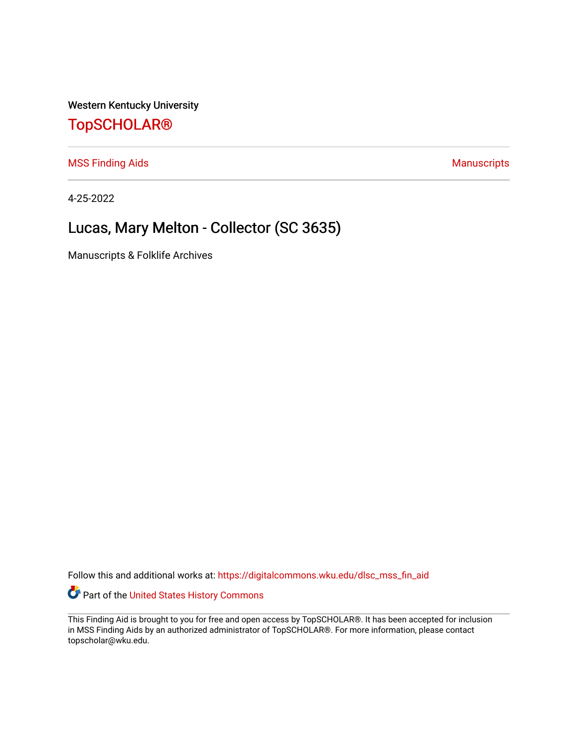Western Kentucky University

# TopSCHOLAR®

MSS Finding Aids | Manuscripts

4-25-2022

## Lucas, Mary Melton - Collector (SC 3635)

Manuscripts & Folklife Archives

Follow this and additional works at: https://digitalcommons.wku.edu/dlsc_mss_fin_aid

Part of the United States History Commons

This Finding Aid is brought to you for free and open access by TopSCHOLAR®. It has been accepted for inclusion in MSS Finding Aids by an authorized administrator of TopSCHOLAR®. For more information, please contact topscholar@wku.edu.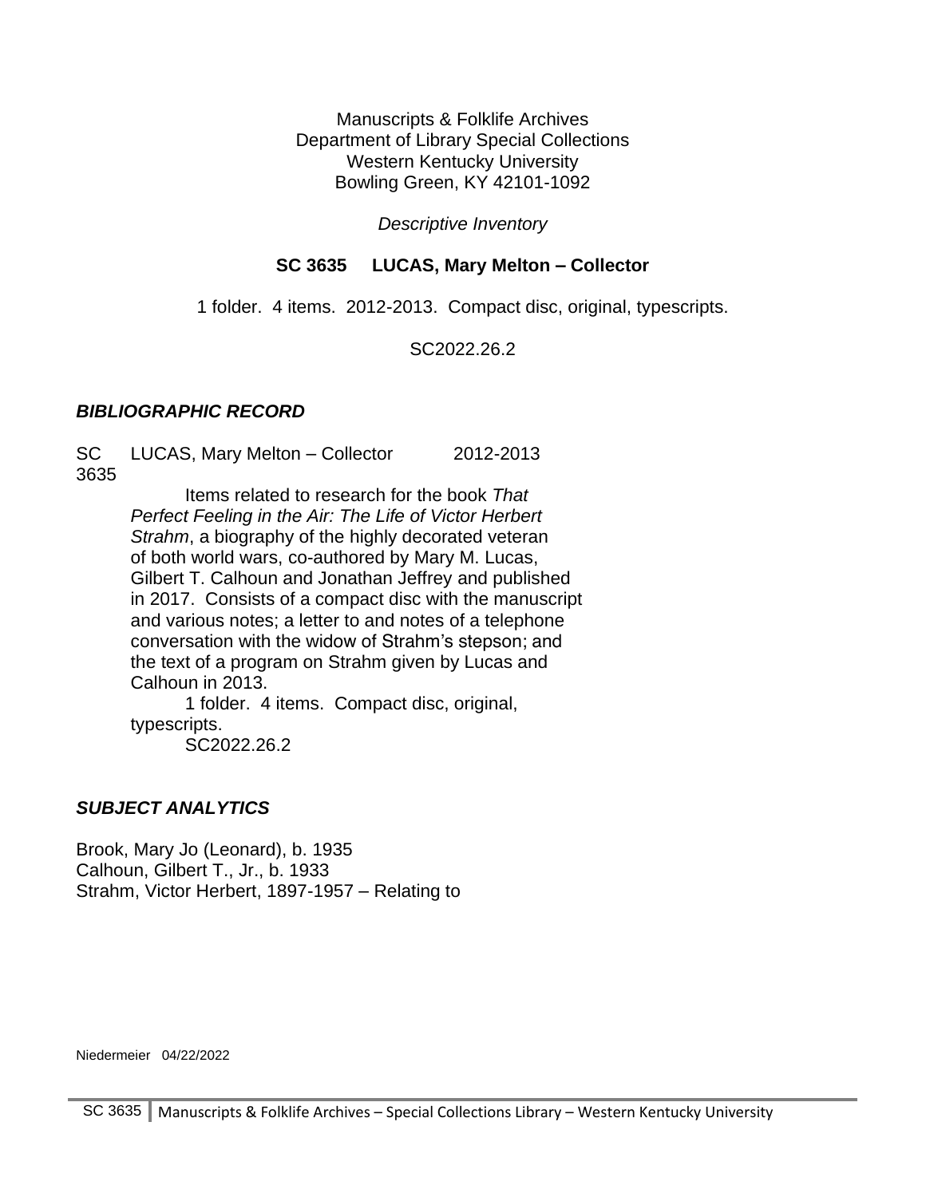Manuscripts & Folklife Archives
Department of Library Special Collections
Western Kentucky University
Bowling Green, KY 42101-1092

*Descriptive Inventory*

**SC 3635 LUCAS, Mary Melton – Collector**

1 folder. 4 items. 2012-2013. Compact disc, original, typescripts.

SC2022.26.2

## *BIBLIOGRAPHIC RECORD*

SC 3635 LUCAS, Mary Melton – Collector 2012-2013

Items related to research for the book *That Perfect Feeling in the Air: The Life of Victor Herbert Strahm*, a biography of the highly decorated veteran of both world wars, co-authored by Mary M. Lucas, Gilbert T. Calhoun and Jonathan Jeffrey and published in 2017. Consists of a compact disc with the manuscript and various notes; a letter to and notes of a telephone conversation with the widow of Strahm's stepson; and the text of a program on Strahm given by Lucas and Calhoun in 2013.

1 folder. 4 items. Compact disc, original, typescripts.

SC2022.26.2

## *SUBJECT ANALYTICS*

Brook, Mary Jo (Leonard), b. 1935
Calhoun, Gilbert T., Jr., b. 1933
Strahm, Victor Herbert, 1897-1957 – Relating to

Niedermeier 04/22/2022